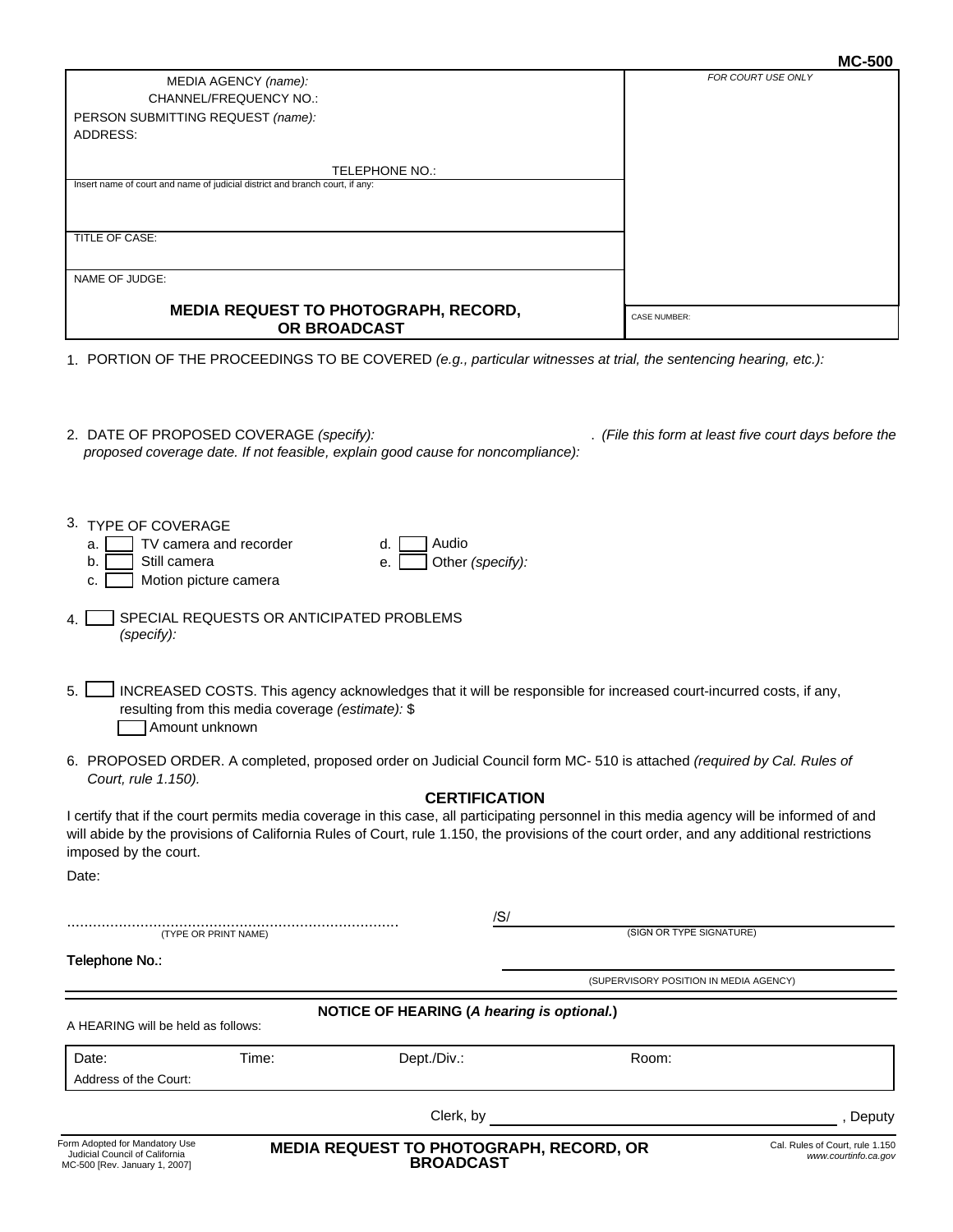MC-500

| MEDIA AGENCY *(name):*<br>CHANNEL/FREQUENCY NO.:<br>PERSON SUBMITTING REQUEST *(name):*<br>ADDRESS:<br><br>TELEPHONE NO.: | *FOR COURT USE ONLY* |
|---|---|
| Insert name of court and name of judicial district and branch court, if any: | |
| TITLE OF CASE: | |
| NAME OF JUDGE: | |
| **MEDIA REQUEST TO PHOTOGRAPH, RECORD, OR BROADCAST** | CASE NUMBER: |

1. PORTION OF THE PROCEEDINGS TO BE COVERED *(e.g., particular witnesses at trial, the sentencing hearing, etc.):*

2. DATE OF PROPOSED COVERAGE *(specify):* . *(File this form at least five court days before the proposed coverage date. If not feasible, explain good cause for noncompliance):*

3. TYPE OF COVERAGE
   - a. ☐ TV camera and recorder
   - b. ☐ Still camera
   - c. ☐ Motion picture camera
   - d. ☐ Audio
   - e. ☐ Other *(specify):*

4. ☐ SPECIAL REQUESTS OR ANTICIPATED PROBLEMS *(specify):*

5. ☐ INCREASED COSTS. This agency acknowledges that it will be responsible for increased court-incurred costs, if any, resulting from this media coverage *(estimate):* $
   ☐ Amount unknown

6. PROPOSED ORDER. A completed, proposed order on Judicial Council form MC- 510 is attached *(required by Cal. Rules of Court, rule 1.150).*

**CERTIFICATION**

I certify that if the court permits media coverage in this case, all participating personnel in this media agency will be informed of and will abide by the provisions of California Rules of Court, rule 1.150, the provisions of the court order, and any additional restrictions imposed by the court.

Date:

........................................................................... /S/
(TYPE OR PRINT NAME) (SIGN OR TYPE SIGNATURE)

Telephone No.:

(SUPERVISORY POSITION IN MEDIA AGENCY)

**NOTICE OF HEARING (*A hearing is optional.*)**

A HEARING will be held as follows:

| Date: | Time: | Dept./Div.: | Room: |
|---|---|---|---|
| Address of the Court: | | | |

Clerk, by ______________________________, Deputy

Form Adopted for Mandatory Use
Judicial Council of California
MC-500 [Rev. January 1, 2007]

**MEDIA REQUEST TO PHOTOGRAPH, RECORD, OR BROADCAST**

Cal. Rules of Court, rule 1.150
*www.courtinfo.ca.gov*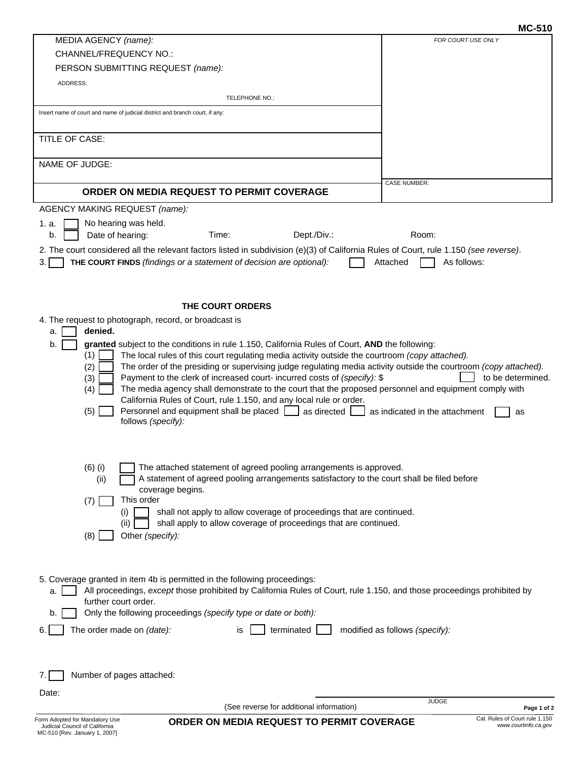MC-510

MEDIA AGENCY *(name):*

CHANNEL/FREQUENCY NO.:

PERSON SUBMITTING REQUEST *(name):*

ADDRESS:

TELEPHONE NO.:

*FOR COURT USE ONLY*

Insert name of court and name of judicial district and branch court, if any:

TITLE OF CASE:

NAME OF JUDGE:

CASE NUMBER:

## ORDER ON MEDIA REQUEST TO PERMIT COVERAGE

AGENCY MAKING REQUEST *(name):*

1. a. ☐ No hearing was held.
   b. ☐ Date of hearing: Time: Dept./Div.: Room:

2. The court considered all the relevant factors listed in subdivision (e)(3) of California Rules of Court, rule 1.150 *(see reverse)*.

3. ☐ **THE COURT FINDS** *(findings or a statement of decision are optional):* ☐ Attached ☐ As follows:

### THE COURT ORDERS

4. The request to photograph, record, or broadcast is
   a. ☐ **denied.**
   b. ☐ **granted** subject to the conditions in rule 1.150, California Rules of Court, **AND** the following:
      (1) ☐ The local rules of this court regulating media activity outside the courtroom *(copy attached).*
      (2) ☐ The order of the presiding or supervising judge regulating media activity outside the courtroom *(copy attached).*
      (3) ☐ Payment to the clerk of increased court- incurred costs of *(specify):* $ ☐ to be determined.
      (4) ☐ The media agency shall demonstrate to the court that the proposed personnel and equipment comply with California Rules of Court, rule 1.150, and any local rule or order.
      (5) ☐ Personnel and equipment shall be placed ☐ as directed ☐ as indicated in the attachment ☐ as follows *(specify):*
      (6) (i) ☐ The attached statement of agreed pooling arrangements is approved.
          (ii) ☐ A statement of agreed pooling arrangements satisfactory to the court shall be filed before coverage begins.
      (7) ☐ This order
          (i) ☐ shall not apply to allow coverage of proceedings that are continued.
          (ii) ☐ shall apply to allow coverage of proceedings that are continued.
      (8) ☐ Other *(specify):*

5. Coverage granted in item 4b is permitted in the following proceedings:
   a. ☐ All proceedings, *except* those prohibited by California Rules of Court, rule 1.150, and those proceedings prohibited by further court order.
   b. ☐ Only the following proceedings *(specify type or date or both):*

6. ☐ The order made on *(date):* is ☐ terminated ☐ modified as follows *(specify):*

7. ☐ Number of pages attached:

Date:

JUDGE

(See reverse for additional information)

Form Adopted for Mandatory Use
Judicial Council of California
MC-510 [Rev. January 1, 2007]

**ORDER ON MEDIA REQUEST TO PERMIT COVERAGE**

Cal. Rules of Court rule 1.150
*www.courtinfo.ca.gov*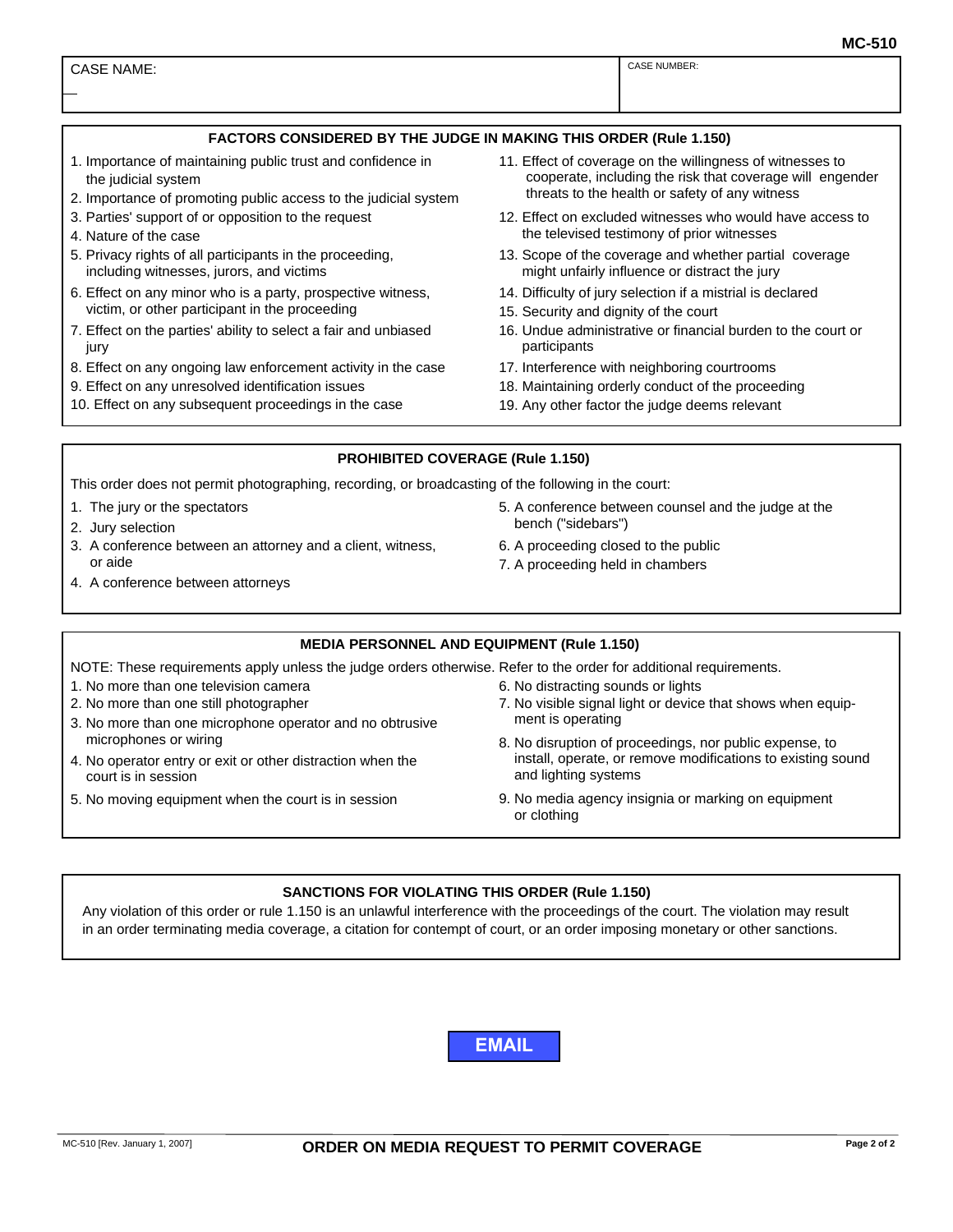MC-510

| CASE NAME: | CASE NUMBER: |
| --- | --- |
| | |

## FACTORS CONSIDERED BY THE JUDGE IN MAKING THIS ORDER (Rule 1.150)

1. Importance of maintaining public trust and confidence in the judicial system
2. Importance of promoting public access to the judicial system
3. Parties' support of or opposition to the request
4. Nature of the case
5. Privacy rights of all participants in the proceeding, including witnesses, jurors, and victims
6. Effect on any minor who is a party, prospective witness, victim, or other participant in the proceeding
7. Effect on the parties' ability to select a fair and unbiased jury
8. Effect on any ongoing law enforcement activity in the case
9. Effect on any unresolved identification issues
10. Effect on any subsequent proceedings in the case
11. Effect of coverage on the willingness of witnesses to cooperate, including the risk that coverage will engender threats to the health or safety of any witness
12. Effect on excluded witnesses who would have access to the televised testimony of prior witnesses
13. Scope of the coverage and whether partial coverage might unfairly influence or distract the jury
14. Difficulty of jury selection if a mistrial is declared
15. Security and dignity of the court
16. Undue administrative or financial burden to the court or participants
17. Interference with neighboring courtrooms
18. Maintaining orderly conduct of the proceeding
19. Any other factor the judge deems relevant

## PROHIBITED COVERAGE (Rule 1.150)

This order does not permit photographing, recording, or broadcasting of the following in the court:

1. The jury or the spectators
2. Jury selection
3. A conference between an attorney and a client, witness, or aide
4. A conference between attorneys
5. A conference between counsel and the judge at the bench ("sidebars")
6. A proceeding closed to the public
7. A proceeding held in chambers

## MEDIA PERSONNEL AND EQUIPMENT (Rule 1.150)

NOTE: These requirements apply unless the judge orders otherwise. Refer to the order for additional requirements.

1. No more than one television camera
2. No more than one still photographer
3. No more than one microphone operator and no obtrusive microphones or wiring
4. No operator entry or exit or other distraction when the court is in session
5. No moving equipment when the court is in session
6. No distracting sounds or lights
7. No visible signal light or device that shows when equipment is operating
8. No disruption of proceedings, nor public expense, to install, operate, or remove modifications to existing sound and lighting systems
9. No media agency insignia or marking on equipment or clothing

## SANCTIONS FOR VIOLATING THIS ORDER (Rule 1.150)

Any violation of this order or rule 1.150 is an unlawful interference with the proceedings of the court. The violation may result in an order terminating media coverage, a citation for contempt of court, or an order imposing monetary or other sanctions.

EMAIL

MC-510 [Rev. January 1, 2007] **ORDER ON MEDIA REQUEST TO PERMIT COVERAGE**